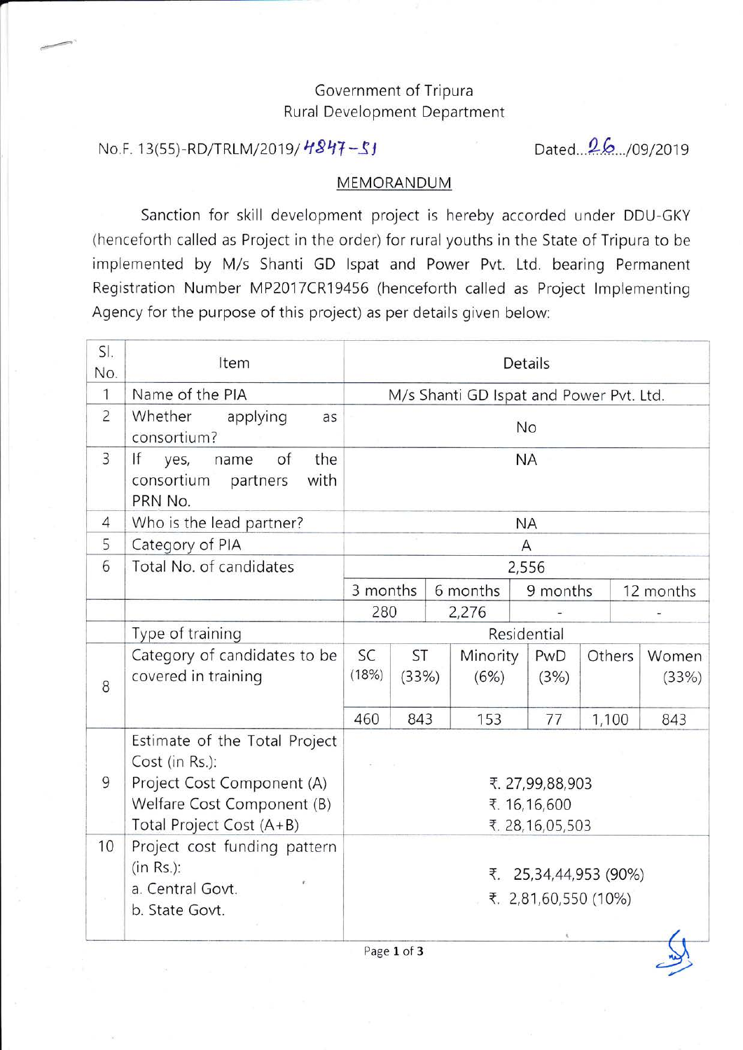Government of Tripura
Rural Development Department

No.F. 13(55)-RD/TRLM/2019/4847-51 Dated...26.../09/2019

## MEMORANDUM

Sanction for skill development project is hereby accorded under DDU-GKY (henceforth called as Project in the order) for rural youths in the State of Tripura to be implemented by M/s Shanti GD Ispat and Power Pvt. Ltd. bearing Permanent Registration Number MP2017CR19456 (henceforth called as Project Implementing Agency for the purpose of this project) as per details given below:

| Sl. No. | Item | Details | | | | | |
|---|---|---|---|---|---|---|---|
| 1 | Name of the PIA | M/s Shanti GD Ispat and Power Pvt. Ltd. | | | | | |
| 2 | Whether applying as consortium? | No | | | | | |
| 3 | If yes, name of the consortium partners with PRN No. | NA | | | | | |
| 4 | Who is the lead partner? | NA | | | | | |
| 5 | Category of PIA | A | | | | | |
| 6 | Total No. of candidates | 2,556 | | | | | |
| | | 3 months | 6 months | 9 months | | 12 months | |
| | | 280 | 2,276 | - | | - | |
| | Type of training | Residential | | | | | |
| 8 | Category of candidates to be covered in training | SC (18%) | ST (33%) | Minority (6%) | PwD (3%) | Others | Women (33%) |
| | | 460 | 843 | 153 | 77 | 1,100 | 843 |
| 9 | Estimate of the Total Project Cost (in Rs.):<br>Project Cost Component (A)<br>Welfare Cost Component (B)<br>Total Project Cost (A+B) | ₹. 27,99,88,903<br>₹. 16,16,600<br>₹. 28,16,05,503 | | | | | |
| 10 | Project cost funding pattern (in Rs.):<br>a. Central Govt.<br>b. State Govt. | ₹. 25,34,44,953 (90%)<br>₹. 2,81,60,550 (10%) | | | | | |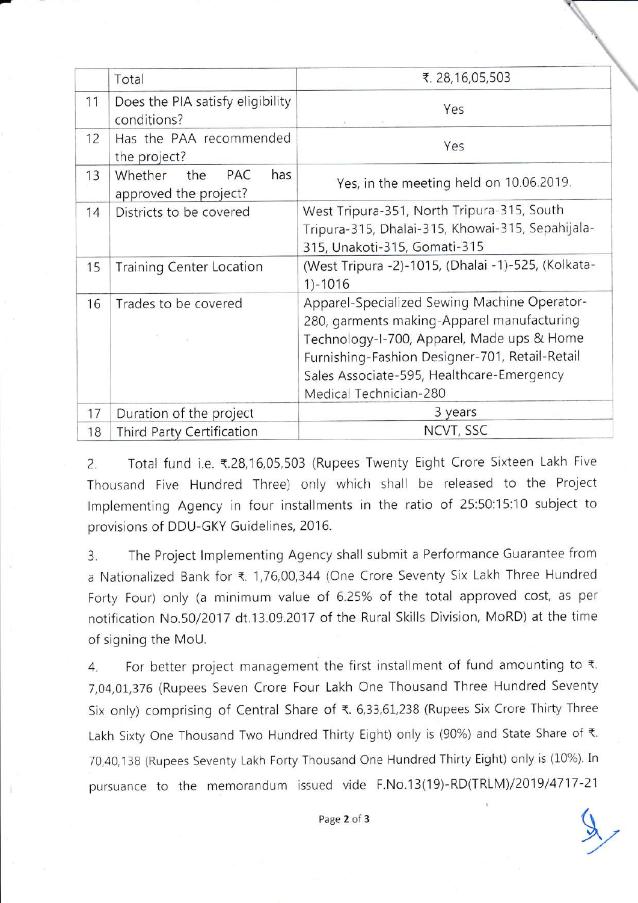|  | Total | ₹. 28,16,05,503 |
|---|---|---|
| 11 | Does the PIA satisfy eligibility conditions? | Yes |
| 12 | Has the PAA recommended the project? | Yes |
| 13 | Whether the PAC has approved the project? | Yes, in the meeting held on 10.06.2019. |
| 14 | Districts to be covered | West Tripura-351, North Tripura-315, South Tripura-315, Dhalai-315, Khowai-315, Sepahijala-315, Unakoti-315, Gomati-315 |
| 15 | Training Center Location | (West Tripura -2)-1015, (Dhalai -1)-525, (Kolkata-1)-1016 |
| 16 | Trades to be covered | Apparel-Specialized Sewing Machine Operator-280, garments making-Apparel manufacturing Technology-I-700, Apparel, Made ups & Home Furnishing-Fashion Designer-701, Retail-Retail Sales Associate-595, Healthcare-Emergency Medical Technician-280 |
| 17 | Duration of the project | 3 years |
| 18 | Third Party Certification | NCVT, SSC |

2. Total fund i.e. ₹.28,16,05,503 (Rupees Twenty Eight Crore Sixteen Lakh Five Thousand Five Hundred Three) only which shall be released to the Project Implementing Agency in four installments in the ratio of 25:50:15:10 subject to provisions of DDU-GKY Guidelines, 2016.

3. The Project Implementing Agency shall submit a Performance Guarantee from a Nationalized Bank for ₹. 1,76,00,344 (One Crore Seventy Six Lakh Three Hundred Forty Four) only (a minimum value of 6.25% of the total approved cost, as per notification No.50/2017 dt.13.09.2017 of the Rural Skills Division, MoRD) at the time of signing the MoU.

4. For better project management the first installment of fund amounting to ₹. 7,04,01,376 (Rupees Seven Crore Four Lakh One Thousand Three Hundred Seventy Six only) comprising of Central Share of ₹. 6,33,61,238 (Rupees Six Crore Thirty Three Lakh Sixty One Thousand Two Hundred Thirty Eight) only is (90%) and State Share of ₹. 70,40,138 (Rupees Seventy Lakh Forty Thousand One Hundred Thirty Eight) only is (10%). In pursuance to the memorandum issued vide F.No.13(19)-RD(TRLM)/2019/4717-21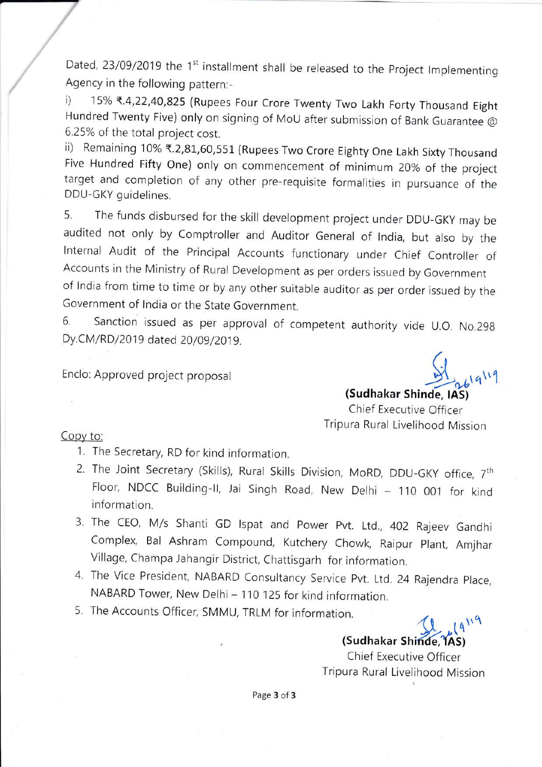Dated, 23/09/2019 the 1st installment shall be released to the Project Implementing Agency in the following pattern:-

i) 15% ₹.4,22,40,825 (Rupees Four Crore Twenty Two Lakh Forty Thousand Eight Hundred Twenty Five) only on signing of MoU after submission of Bank Guarantee @ 6.25% of the total project cost.

ii) Remaining 10% ₹.2,81,60,551 (Rupees Two Crore Eighty One Lakh Sixty Thousand Five Hundred Fifty One) only on commencement of minimum 20% of the project target and completion of any other pre-requisite formalities in pursuance of the DDU-GKY guidelines.

5. The funds disbursed for the skill development project under DDU-GKY may be audited not only by Comptroller and Auditor General of India, but also by the Internal Audit of the Principal Accounts functionary under Chief Controller of Accounts in the Ministry of Rural Development as per orders issued by Government of India from time to time or by any other suitable auditor as per order issued by the Government of India or the State Government.

6. Sanction issued as per approval of competent authority vide U.O. No.298 Dy.CM/RD/2019 dated 20/09/2019.

Enclo: Approved project proposal

26/9/19

**(Sudhakar Shinde, IAS)**
Chief Executive Officer
Tripura Rural Livelihood Mission

Copy to:

1. The Secretary, RD for kind information.
2. The Joint Secretary (Skills), Rural Skills Division, MoRD, DDU-GKY office, 7th Floor, NDCC Building-II, Jai Singh Road, New Delhi – 110 001 for kind information.
3. The CEO, M/s Shanti GD Ispat and Power Pvt. Ltd., 402 Rajeev Gandhi Complex, Bal Ashram Compound, Kutchery Chowk, Raipur Plant, Amjhar Village, Champa Jahangir District, Chattisgarh for information.
4. The Vice President, NABARD Consultancy Service Pvt. Ltd. 24 Rajendra Place, NABARD Tower, New Delhi – 110 125 for kind information.
5. The Accounts Officer, SMMU, TRLM for information.

26/9/19

**(Sudhakar Shinde, IAS)**
Chief Executive Officer
Tripura Rural Livelihood Mission